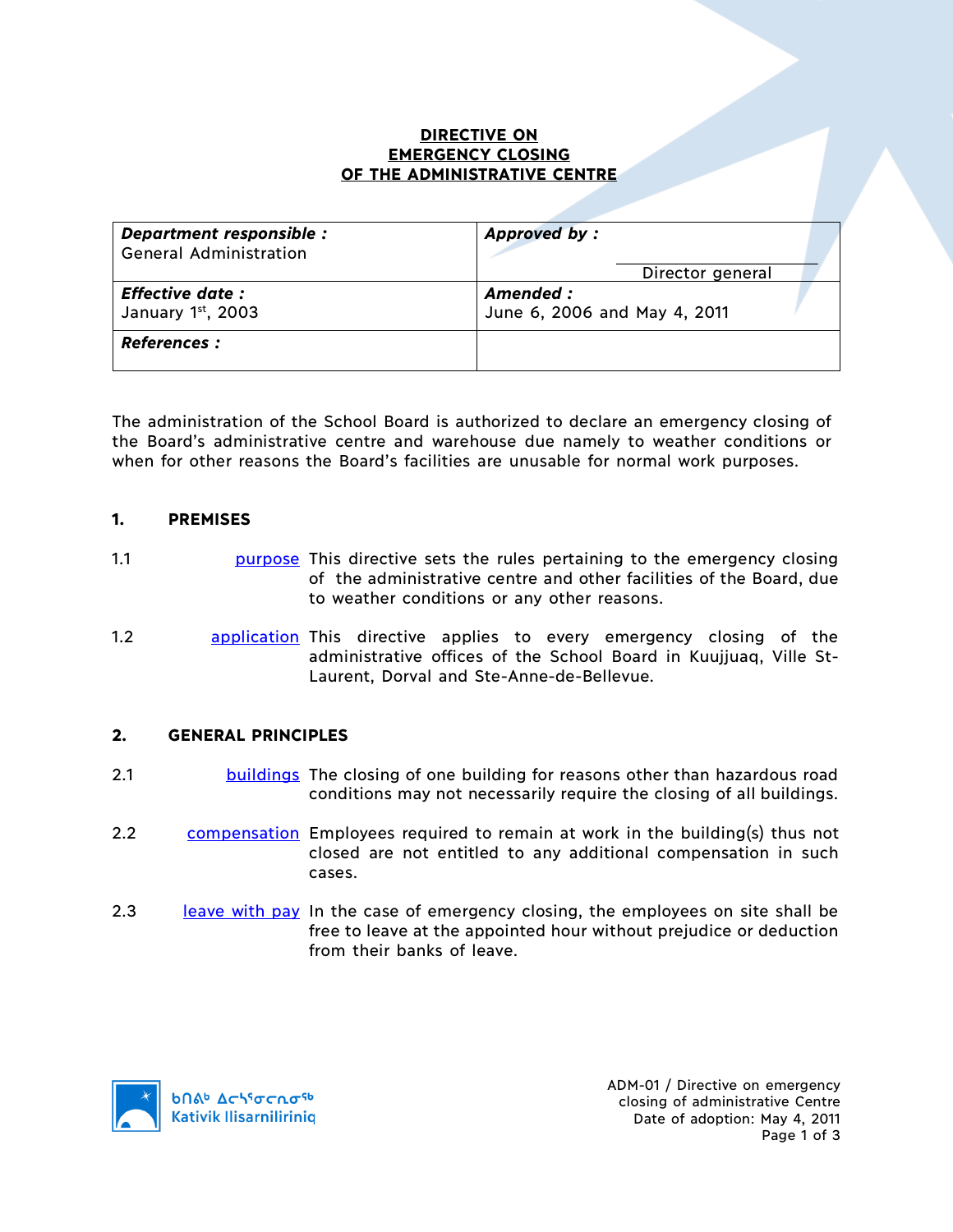# DIRECTIVE ON EMERGENCY CLOSING OF THE ADMINISTRATIVE CENTRE

| ***Department responsible :*** General Administration | ***Approved by :*** ______________________ Director general |
|---|---|
| ***Effective date :*** January 1st, 2003 | ***Amended :*** June 6, 2006 and May 4, 2011 |
| ***References :*** | |

The administration of the School Board is authorized to declare an emergency closing of the Board's administrative centre and warehouse due namely to weather conditions or when for other reasons the Board's facilities are unusable for normal work purposes.

## 1. PREMISES

1.1 purpose — This directive sets the rules pertaining to the emergency closing of the administrative centre and other facilities of the Board, due to weather conditions or any other reasons.

1.2 application — This directive applies to every emergency closing of the administrative offices of the School Board in Kuujjuaq, Ville St-Laurent, Dorval and Ste-Anne-de-Bellevue.

## 2. GENERAL PRINCIPLES

2.1 buildings — The closing of one building for reasons other than hazardous road conditions may not necessarily require the closing of all buildings.

2.2 compensation — Employees required to remain at work in the building(s) thus not closed are not entitled to any additional compensation in such cases.

2.3 leave with pay — In the case of emergency closing, the employees on site shall be free to leave at the appointed hour without prejudice or deduction from their banks of leave.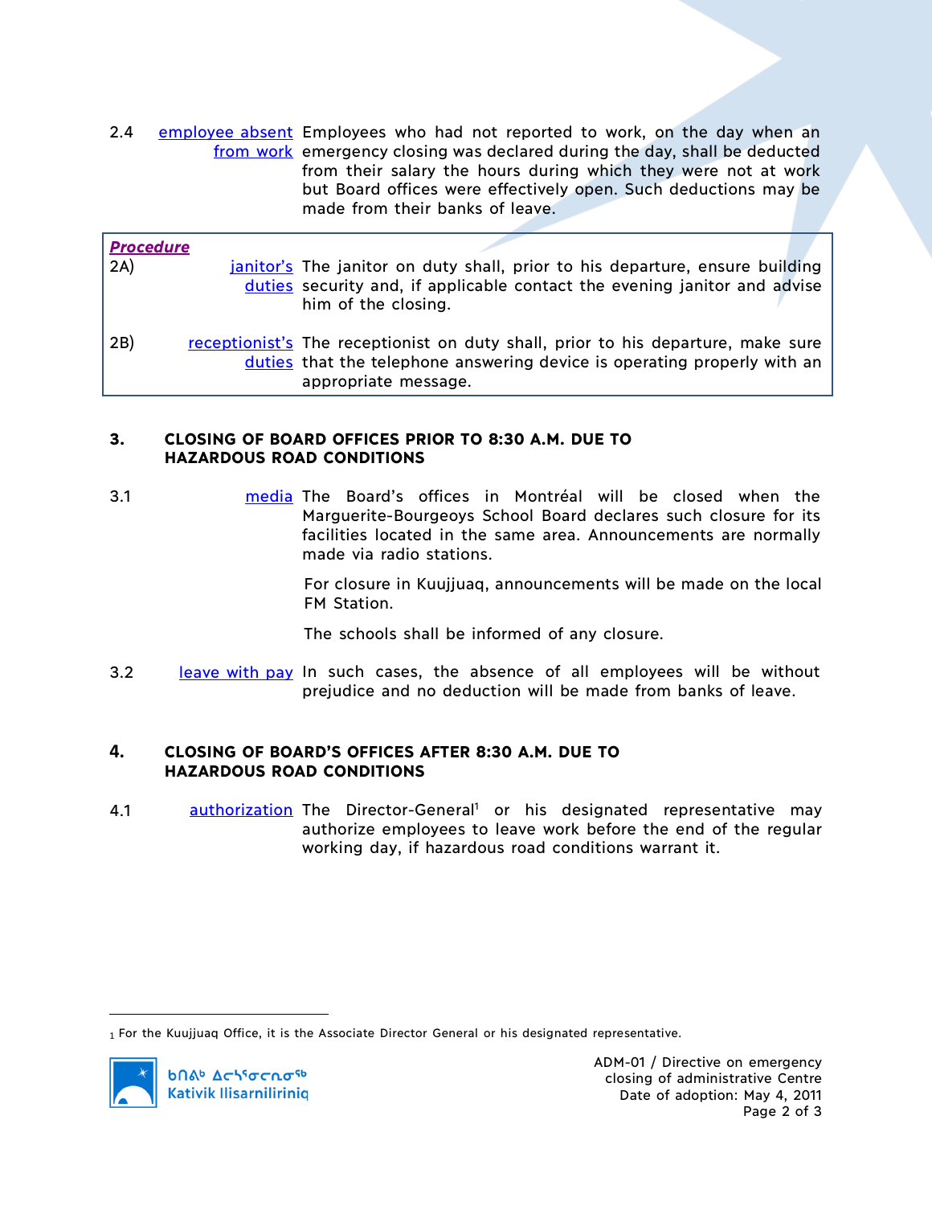2.4 **employee absent from work** Employees who had not reported to work, on the day when an emergency closing was declared during the day, shall be deducted from their salary the hours during which they were not at work but Board offices were effectively open. Such deductions may be made from their banks of leave.

***Procedure***

2A) **janitor's duties** The janitor on duty shall, prior to his departure, ensure building security and, if applicable contact the evening janitor and advise him of the closing.

2B) **receptionist's duties** The receptionist on duty shall, prior to his departure, make sure that the telephone answering device is operating properly with an appropriate message.

## 3. CLOSING OF BOARD OFFICES PRIOR TO 8:30 A.M. DUE TO HAZARDOUS ROAD CONDITIONS

3.1 **media** The Board's offices in Montréal will be closed when the Marguerite-Bourgeoys School Board declares such closure for its facilities located in the same area. Announcements are normally made via radio stations.

For closure in Kuujjuaq, announcements will be made on the local FM Station.

The schools shall be informed of any closure.

3.2 **leave with pay** In such cases, the absence of all employees will be without prejudice and no deduction will be made from banks of leave.

## 4. CLOSING OF BOARD'S OFFICES AFTER 8:30 A.M. DUE TO HAZARDOUS ROAD CONDITIONS

4.1 **authorization** The Director-General[1] or his designated representative may authorize employees to leave work before the end of the regular working day, if hazardous road conditions warrant it.

[1] For the Kuujjuaq Office, it is the Associate Director General or his designated representative.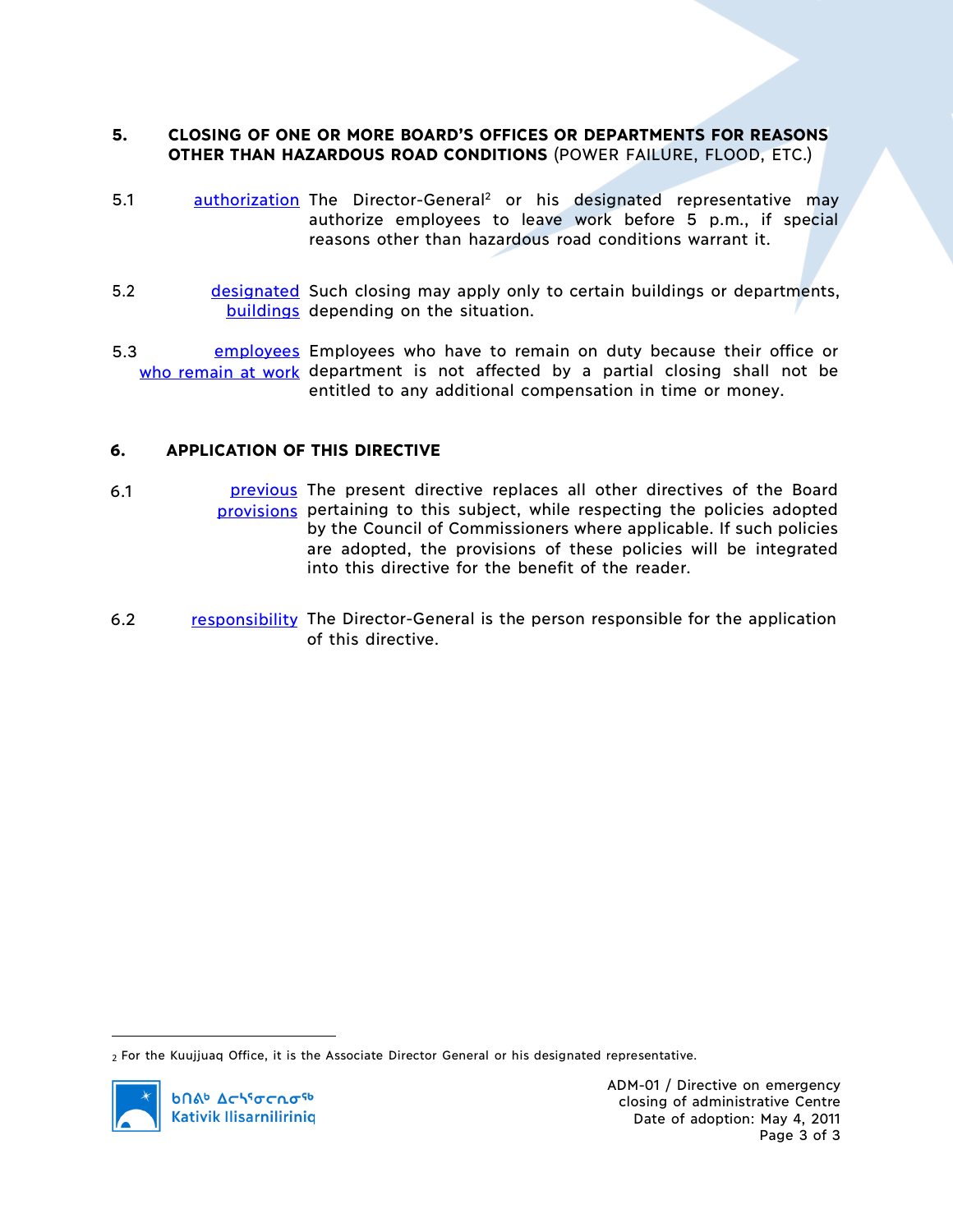## 5. CLOSING OF ONE OR MORE BOARD'S OFFICES OR DEPARTMENTS FOR REASONS OTHER THAN HAZARDOUS ROAD CONDITIONS (POWER FAILURE, FLOOD, ETC.)

5.1 authorization — The Director-General[2] or his designated representative may authorize employees to leave work before 5 p.m., if special reasons other than hazardous road conditions warrant it.

5.2 designated buildings — Such closing may apply only to certain buildings or departments, depending on the situation.

5.3 employees who remain at work — Employees who have to remain on duty because their office or department is not affected by a partial closing shall not be entitled to any additional compensation in time or money.

## 6. APPLICATION OF THIS DIRECTIVE

6.1 previous provisions — The present directive replaces all other directives of the Board pertaining to this subject, while respecting the policies adopted by the Council of Commissioners where applicable. If such policies are adopted, the provisions of these policies will be integrated into this directive for the benefit of the reader.

6.2 responsibility — The Director-General is the person responsible for the application of this directive.

---

[2] For the Kuujjuaq Office, it is the Associate Director General or his designated representative.